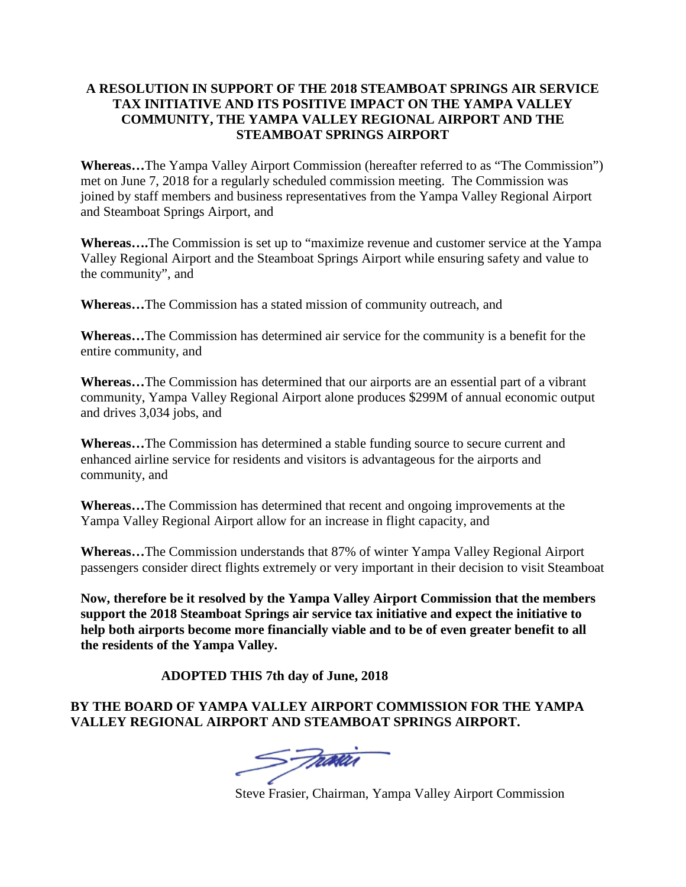# A RESOLUTION IN SUPPORT OF THE 2018 STEAMBOAT SPRINGS AIR SERVICE TAX INITIATIVE AND ITS POSITIVE IMPACT ON THE YAMPA VALLEY COMMUNITY, THE YAMPA VALLEY REGIONAL AIRPORT AND THE STEAMBOAT SPRINGS AIRPORT

**Whereas…**The Yampa Valley Airport Commission (hereafter referred to as "The Commission") met on June 7, 2018 for a regularly scheduled commission meeting. The Commission was joined by staff members and business representatives from the Yampa Valley Regional Airport and Steamboat Springs Airport, and

**Whereas….**The Commission is set up to "maximize revenue and customer service at the Yampa Valley Regional Airport and the Steamboat Springs Airport while ensuring safety and value to the community", and

**Whereas…**The Commission has a stated mission of community outreach, and

**Whereas…**The Commission has determined air service for the community is a benefit for the entire community, and

**Whereas…**The Commission has determined that our airports are an essential part of a vibrant community, Yampa Valley Regional Airport alone produces $299M of annual economic output and drives 3,034 jobs, and

**Whereas…**The Commission has determined a stable funding source to secure current and enhanced airline service for residents and visitors is advantageous for the airports and community, and

**Whereas…**The Commission has determined that recent and ongoing improvements at the Yampa Valley Regional Airport allow for an increase in flight capacity, and

**Whereas…**The Commission understands that 87% of winter Yampa Valley Regional Airport passengers consider direct flights extremely or very important in their decision to visit Steamboat

**Now, therefore be it resolved by the Yampa Valley Airport Commission that the members support the 2018 Steamboat Springs air service tax initiative and expect the initiative to help both airports become more financially viable and to be of even greater benefit to all the residents of the Yampa Valley.**

**ADOPTED THIS 7th day of June, 2018**

**BY THE BOARD OF YAMPA VALLEY AIRPORT COMMISSION FOR THE YAMPA VALLEY REGIONAL AIRPORT AND STEAMBOAT SPRINGS AIRPORT.**

Steve Frasier, Chairman, Yampa Valley Airport Commission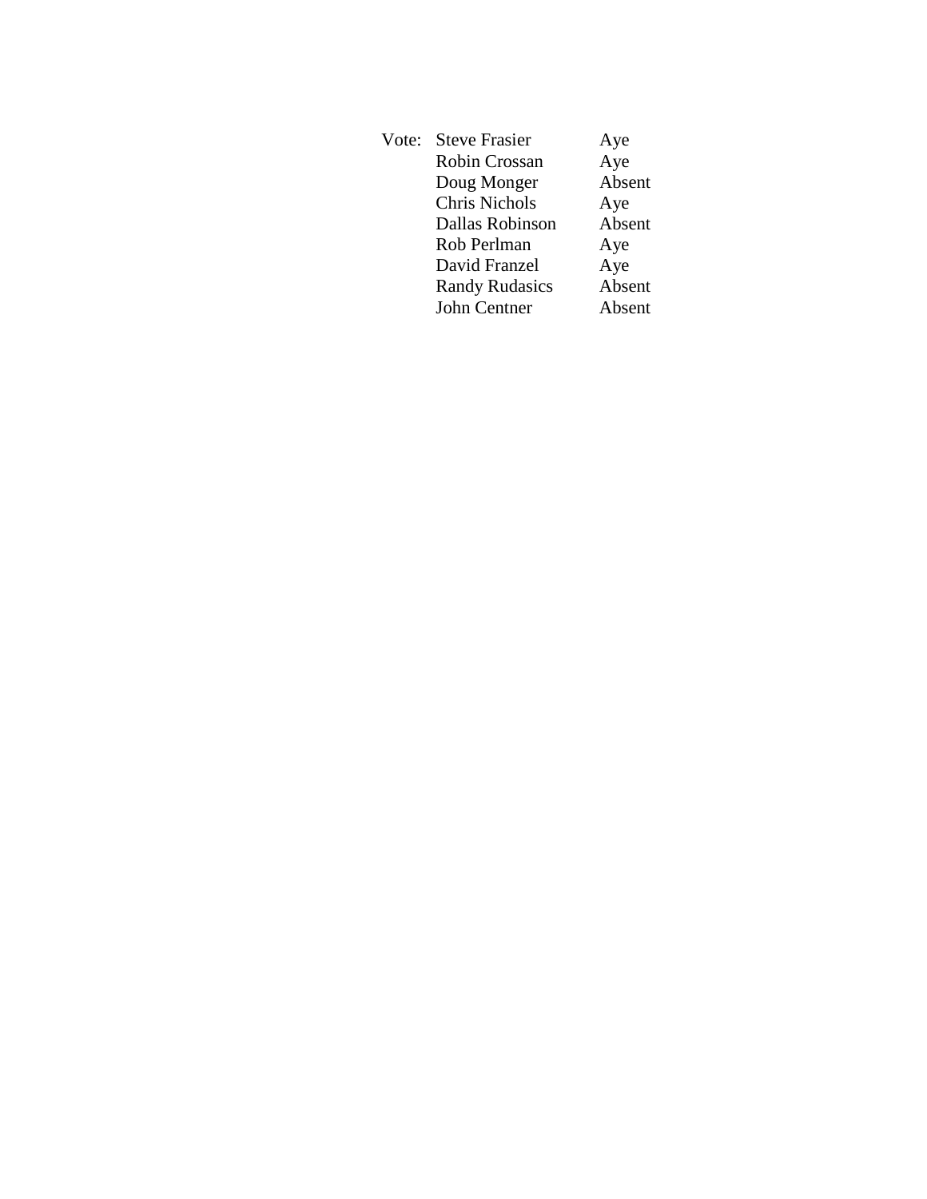| | | |
|---|---|---|
| Vote: | Steve Frasier | Aye |
| | Robin Crossan | Aye |
| | Doug Monger | Absent |
| | Chris Nichols | Aye |
| | Dallas Robinson | Absent |
| | Rob Perlman | Aye |
| | David Franzel | Aye |
| | Randy Rudasics | Absent |
| | John Centner | Absent |